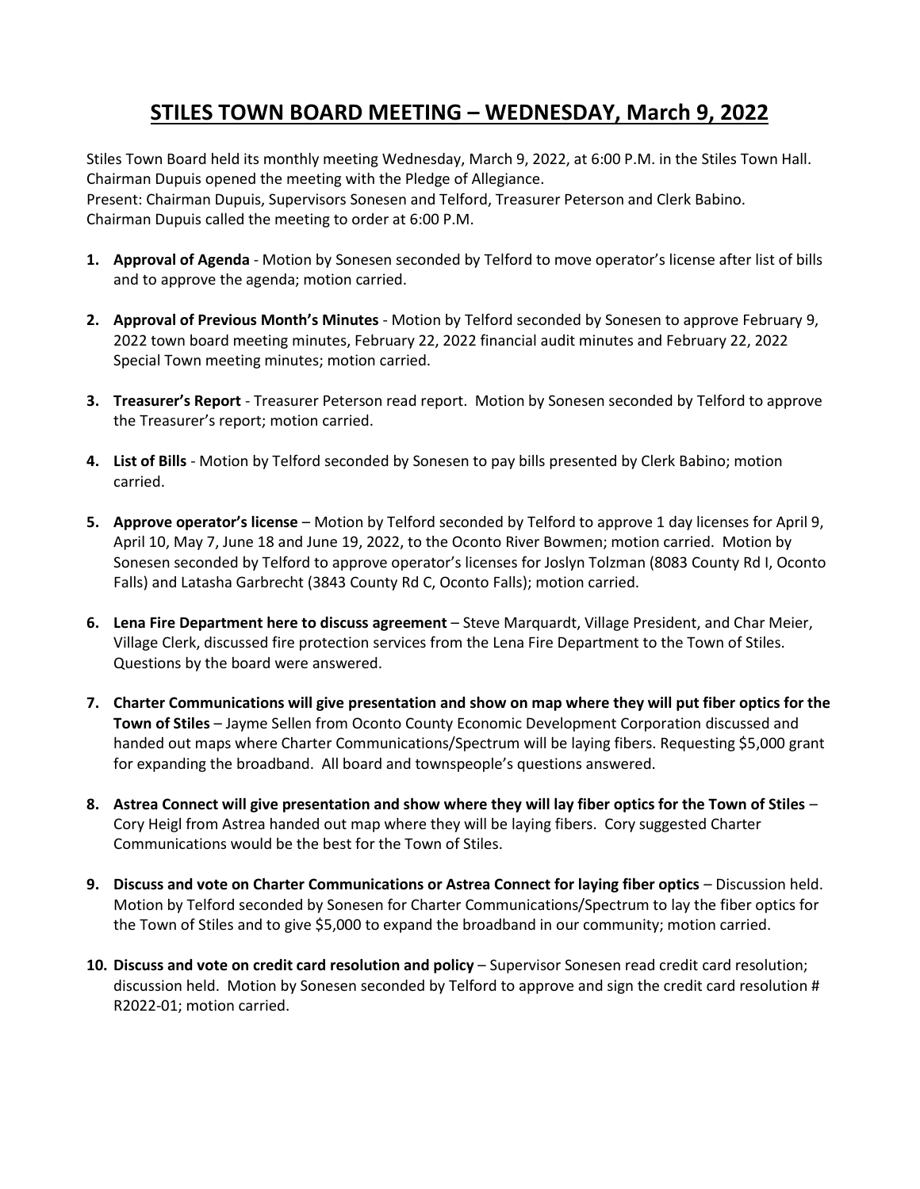# STILES TOWN BOARD MEETING – WEDNESDAY, March 9, 2022

Stiles Town Board held its monthly meeting Wednesday, March 9, 2022, at 6:00 P.M. in the Stiles Town Hall. Chairman Dupuis opened the meeting with the Pledge of Allegiance.
Present: Chairman Dupuis, Supervisors Sonesen and Telford, Treasurer Peterson and Clerk Babino.
Chairman Dupuis called the meeting to order at 6:00 P.M.

1. **Approval of Agenda** - Motion by Sonesen seconded by Telford to move operator's license after list of bills and to approve the agenda; motion carried.

2. **Approval of Previous Month's Minutes** - Motion by Telford seconded by Sonesen to approve February 9, 2022 town board meeting minutes, February 22, 2022 financial audit minutes and February 22, 2022 Special Town meeting minutes; motion carried.

3. **Treasurer's Report** - Treasurer Peterson read report. Motion by Sonesen seconded by Telford to approve the Treasurer's report; motion carried.

4. **List of Bills** - Motion by Telford seconded by Sonesen to pay bills presented by Clerk Babino; motion carried.

5. **Approve operator's license** – Motion by Telford seconded by Telford to approve 1 day licenses for April 9, April 10, May 7, June 18 and June 19, 2022, to the Oconto River Bowmen; motion carried. Motion by Sonesen seconded by Telford to approve operator's licenses for Joslyn Tolzman (8083 County Rd I, Oconto Falls) and Latasha Garbrecht (3843 County Rd C, Oconto Falls); motion carried.

6. **Lena Fire Department here to discuss agreement** – Steve Marquardt, Village President, and Char Meier, Village Clerk, discussed fire protection services from the Lena Fire Department to the Town of Stiles. Questions by the board were answered.

7. **Charter Communications will give presentation and show on map where they will put fiber optics for the Town of Stiles** – Jayme Sellen from Oconto County Economic Development Corporation discussed and handed out maps where Charter Communications/Spectrum will be laying fibers. Requesting $5,000 grant for expanding the broadband. All board and townspeople's questions answered.

8. **Astrea Connect will give presentation and show where they will lay fiber optics for the Town of Stiles** – Cory Heigl from Astrea handed out map where they will be laying fibers. Cory suggested Charter Communications would be the best for the Town of Stiles.

9. **Discuss and vote on Charter Communications or Astrea Connect for laying fiber optics** – Discussion held. Motion by Telford seconded by Sonesen for Charter Communications/Spectrum to lay the fiber optics for the Town of Stiles and to give $5,000 to expand the broadband in our community; motion carried.

10. **Discuss and vote on credit card resolution and policy** – Supervisor Sonesen read credit card resolution; discussion held. Motion by Sonesen seconded by Telford to approve and sign the credit card resolution # R2022-01; motion carried.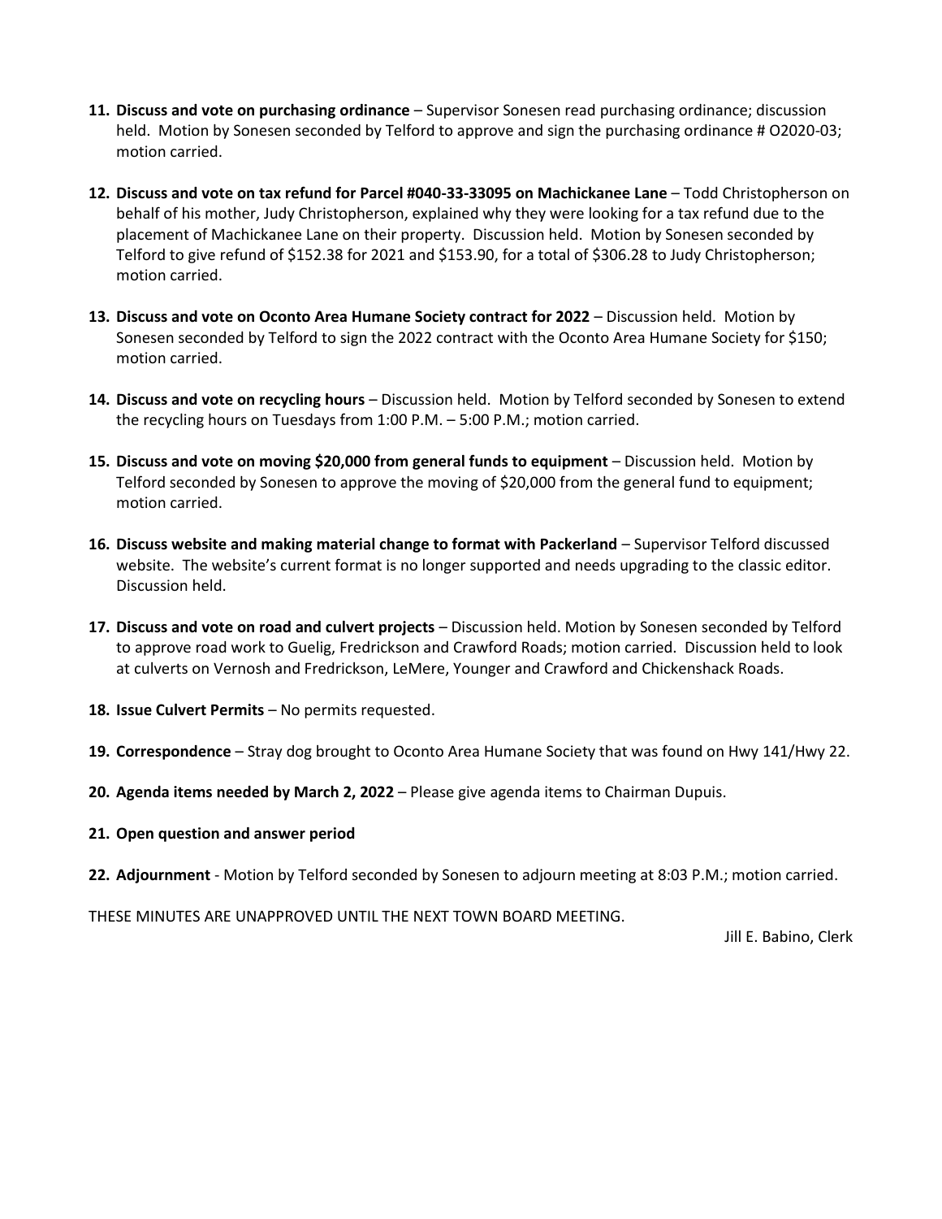11. **Discuss and vote on purchasing ordinance** – Supervisor Sonesen read purchasing ordinance; discussion held. Motion by Sonesen seconded by Telford to approve and sign the purchasing ordinance # O2020-03; motion carried.

12. **Discuss and vote on tax refund for Parcel #040-33-33095 on Machickanee Lane** – Todd Christopherson on behalf of his mother, Judy Christopherson, explained why they were looking for a tax refund due to the placement of Machickanee Lane on their property. Discussion held. Motion by Sonesen seconded by Telford to give refund of $152.38 for 2021 and $153.90, for a total of $306.28 to Judy Christopherson; motion carried.

13. **Discuss and vote on Oconto Area Humane Society contract for 2022** – Discussion held. Motion by Sonesen seconded by Telford to sign the 2022 contract with the Oconto Area Humane Society for $150; motion carried.

14. **Discuss and vote on recycling hours** – Discussion held. Motion by Telford seconded by Sonesen to extend the recycling hours on Tuesdays from 1:00 P.M. – 5:00 P.M.; motion carried.

15. **Discuss and vote on moving $20,000 from general funds to equipment** – Discussion held. Motion by Telford seconded by Sonesen to approve the moving of $20,000 from the general fund to equipment; motion carried.

16. **Discuss website and making material change to format with Packerland** – Supervisor Telford discussed website. The website's current format is no longer supported and needs upgrading to the classic editor. Discussion held.

17. **Discuss and vote on road and culvert projects** – Discussion held. Motion by Sonesen seconded by Telford to approve road work to Guelig, Fredrickson and Crawford Roads; motion carried. Discussion held to look at culverts on Vernosh and Fredrickson, LeMere, Younger and Crawford and Chickenshack Roads.

18. **Issue Culvert Permits** – No permits requested.

19. **Correspondence** – Stray dog brought to Oconto Area Humane Society that was found on Hwy 141/Hwy 22.

20. **Agenda items needed by March 2, 2022** – Please give agenda items to Chairman Dupuis.

21. **Open question and answer period**

22. **Adjournment** - Motion by Telford seconded by Sonesen to adjourn meeting at 8:03 P.M.; motion carried.

THESE MINUTES ARE UNAPPROVED UNTIL THE NEXT TOWN BOARD MEETING.

Jill E. Babino, Clerk